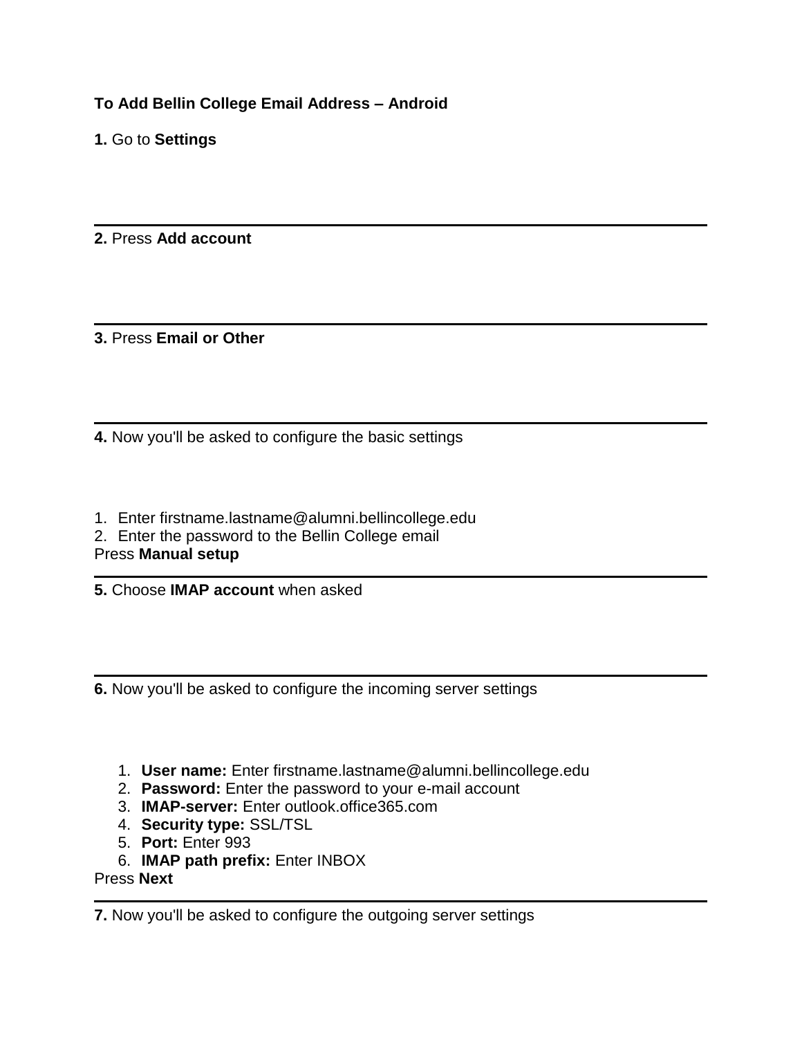**To Add Bellin College Email Address – Android**

**1.** Go to **Settings**

---

**2.** Press **Add account**

---

**3.** Press **Email or Other**

---

**4.** Now you'll be asked to configure the basic settings

1. Enter firstname.lastname@alumni.bellincollege.edu
2. Enter the password to the Bellin College email

Press **Manual setup**

---

**5.** Choose **IMAP account** when asked

---

**6.** Now you'll be asked to configure the incoming server settings

1. **User name:** Enter firstname.lastname@alumni.bellincollege.edu
2. **Password:** Enter the password to your e-mail account
3. **IMAP-server:** Enter outlook.office365.com
4. **Security type:** SSL/TSL
5. **Port:** Enter 993
6. **IMAP path prefix:** Enter INBOX

Press **Next**

---

**7.** Now you'll be asked to configure the outgoing server settings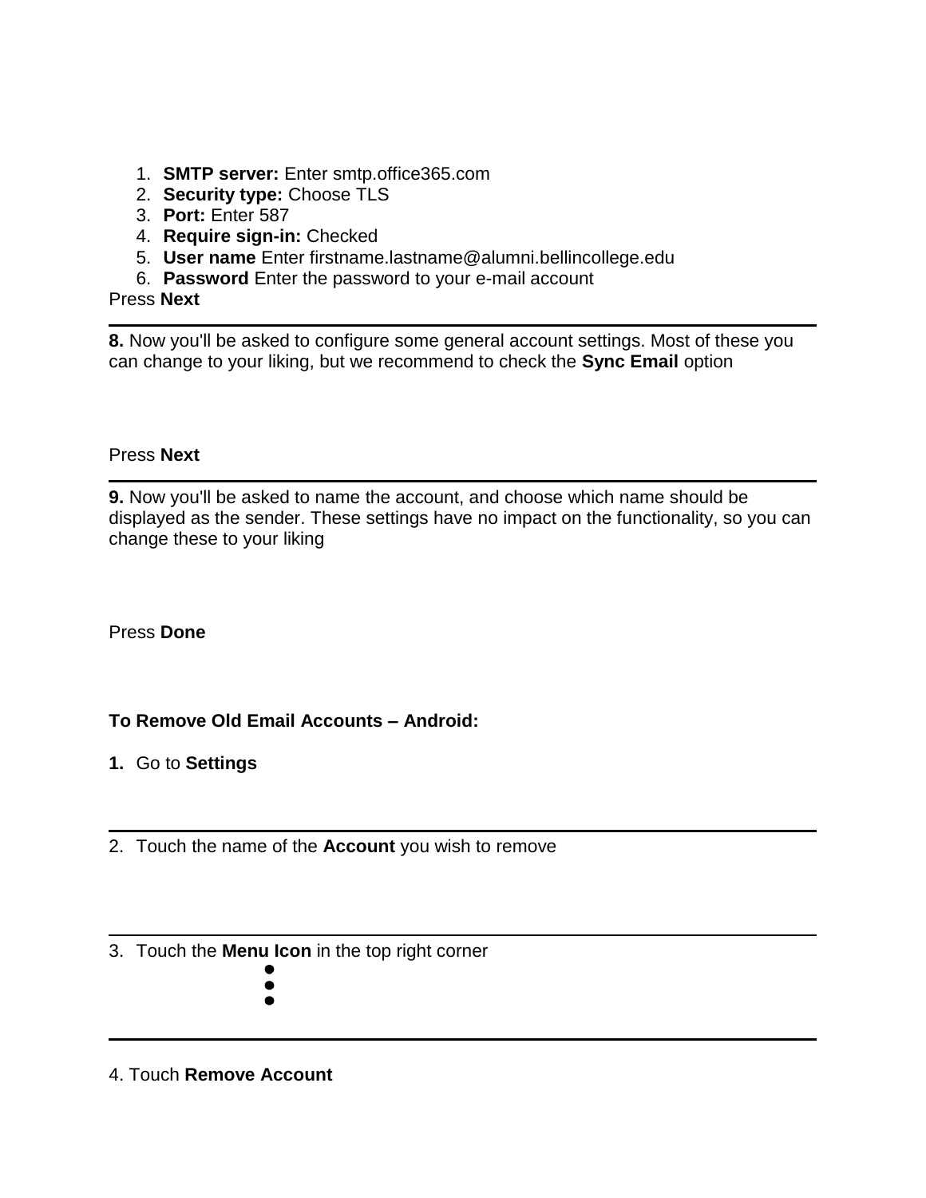1. **SMTP server:** Enter smtp.office365.com
2. **Security type:** Choose TLS
3. **Port:** Enter 587
4. **Require sign-in:** Checked
5. **User name** Enter firstname.lastname@alumni.bellincollege.edu
6. **Password** Enter the password to your e-mail account

Press **Next**

---

**8.** Now you'll be asked to configure some general account settings. Most of these you can change to your liking, but we recommend to check the **Sync Email** option

Press **Next**

---

**9.** Now you'll be asked to name the account, and choose which name should be displayed as the sender. These settings have no impact on the functionality, so you can change these to your liking

Press **Done**

**To Remove Old Email Accounts – Android:**

**1.** Go to **Settings**

---

2. Touch the name of the **Account** you wish to remove

---

3. Touch the **Menu Icon** in the top right corner

⋮

---

4. Touch **Remove Account**